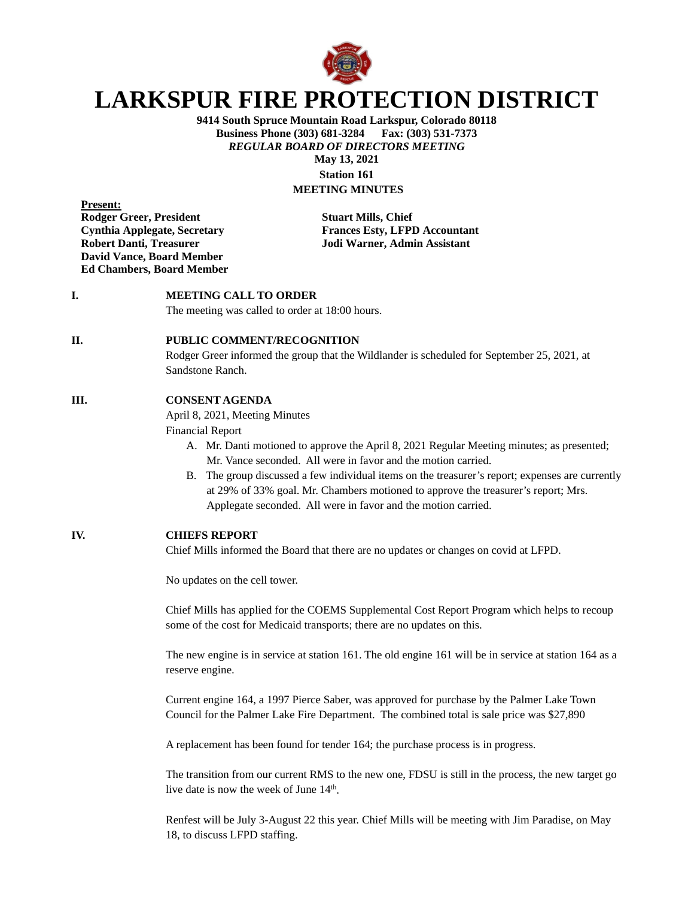// LARKSPUR FIRE PROTECTION DISTRICT

**9414 South Spruce Mountain Road Larkspur, Colorado 80118**
**Business Phone (303) 681-3284 Fax: (303) 531-7373**
***REGULAR BOARD OF DIRECTORS MEETING***
**May 13, 2021**
**Station 161**
**MEETING MINUTES**

**Present:**

**Rodger Greer, President**
**Cynthia Applegate, Secretary**
**Robert Danti, Treasurer**
**David Vance, Board Member**
**Ed Chambers, Board Member**

**Stuart Mills, Chief**
**Frances Esty, LFPD Accountant**
**Jodi Warner, Admin Assistant**

## I. MEETING CALL TO ORDER

The meeting was called to order at 18:00 hours.

## II. PUBLIC COMMENT/RECOGNITION

Rodger Greer informed the group that the Wildlander is scheduled for September 25, 2021, at Sandstone Ranch.

## III. CONSENT AGENDA

April 8, 2021, Meeting Minutes
Financial Report

A. Mr. Danti motioned to approve the April 8, 2021 Regular Meeting minutes; as presented; Mr. Vance seconded. All were in favor and the motion carried.
B. The group discussed a few individual items on the treasurer's report; expenses are currently at 29% of 33% goal. Mr. Chambers motioned to approve the treasurer's report; Mrs. Applegate seconded. All were in favor and the motion carried.

## IV. CHIEFS REPORT

Chief Mills informed the Board that there are no updates or changes on covid at LFPD.

No updates on the cell tower.

Chief Mills has applied for the COEMS Supplemental Cost Report Program which helps to recoup some of the cost for Medicaid transports; there are no updates on this.

The new engine is in service at station 161. The old engine 161 will be in service at station 164 as a reserve engine.

Current engine 164, a 1997 Pierce Saber, was approved for purchase by the Palmer Lake Town Council for the Palmer Lake Fire Department. The combined total is sale price was $27,890

A replacement has been found for tender 164; the purchase process is in progress.

The transition from our current RMS to the new one, FDSU is still in the process, the new target go live date is now the week of June 14th.

Renfest will be July 3-August 22 this year. Chief Mills will be meeting with Jim Paradise, on May 18, to discuss LFPD staffing.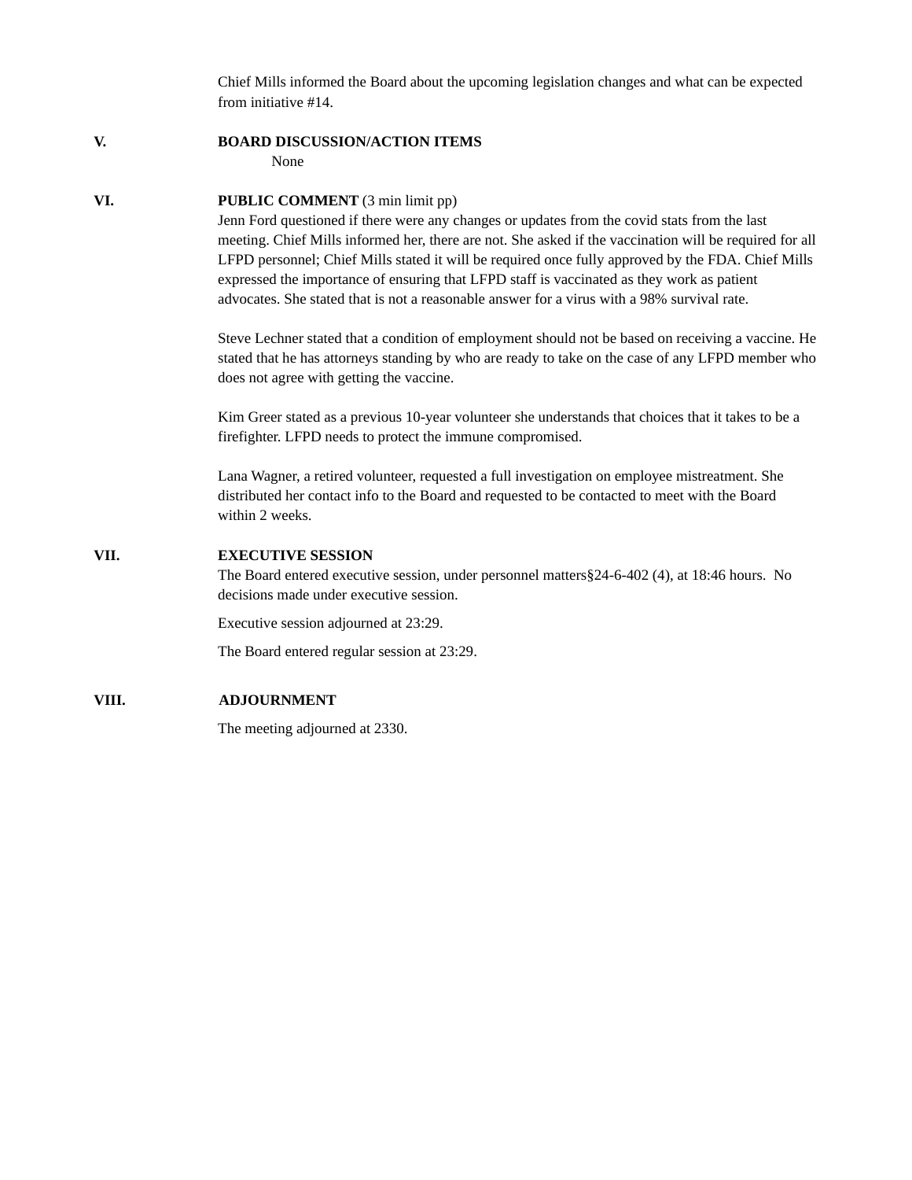Chief Mills informed the Board about the upcoming legislation changes and what can be expected from initiative #14.

## V. BOARD DISCUSSION/ACTION ITEMS

None

## VI. PUBLIC COMMENT (3 min limit pp)

Jenn Ford questioned if there were any changes or updates from the covid stats from the last meeting. Chief Mills informed her, there are not. She asked if the vaccination will be required for all LFPD personnel; Chief Mills stated it will be required once fully approved by the FDA. Chief Mills expressed the importance of ensuring that LFPD staff is vaccinated as they work as patient advocates. She stated that is not a reasonable answer for a virus with a 98% survival rate.

Steve Lechner stated that a condition of employment should not be based on receiving a vaccine. He stated that he has attorneys standing by who are ready to take on the case of any LFPD member who does not agree with getting the vaccine.

Kim Greer stated as a previous 10-year volunteer she understands that choices that it takes to be a firefighter. LFPD needs to protect the immune compromised.

Lana Wagner, a retired volunteer, requested a full investigation on employee mistreatment. She distributed her contact info to the Board and requested to be contacted to meet with the Board within 2 weeks.

## VII. EXECUTIVE SESSION

The Board entered executive session, under personnel matters§24-6-402 (4), at 18:46 hours. No decisions made under executive session.

Executive session adjourned at 23:29.

The Board entered regular session at 23:29.

## VIII. ADJOURNMENT

The meeting adjourned at 2330.